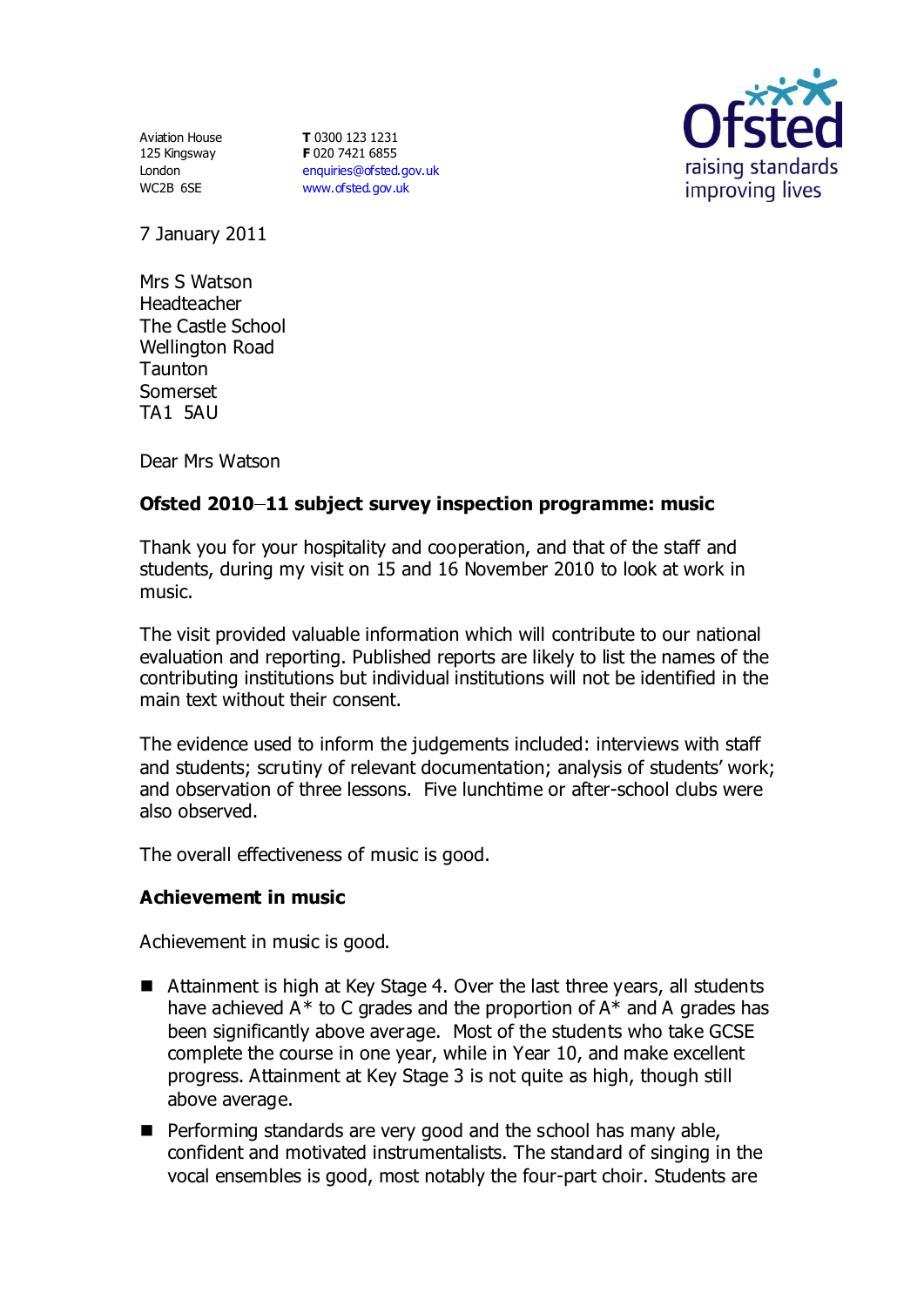Aviation House
125 Kingsway
London
WC2B 6SE

**T** 0300 123 1231
**F** 020 7421 6855
enquiries@ofsted.gov.uk
www.ofsted.gov.uk

Ofsted
raising standards
improving lives

7 January 2011

Mrs S Watson
Headteacher
The Castle School
Wellington Road
Taunton
Somerset
TA1 5AU

Dear Mrs Watson

**Ofsted 2010–11 subject survey inspection programme: music**

Thank you for your hospitality and cooperation, and that of the staff and students, during my visit on 15 and 16 November 2010 to look at work in music.

The visit provided valuable information which will contribute to our national evaluation and reporting. Published reports are likely to list the names of the contributing institutions but individual institutions will not be identified in the main text without their consent.

The evidence used to inform the judgements included: interviews with staff and students; scrutiny of relevant documentation; analysis of students' work; and observation of three lessons. Five lunchtime or after-school clubs were also observed.

The overall effectiveness of music is good.

**Achievement in music**

Achievement in music is good.

- Attainment is high at Key Stage 4. Over the last three years, all students have achieved A* to C grades and the proportion of A* and A grades has been significantly above average. Most of the students who take GCSE complete the course in one year, while in Year 10, and make excellent progress. Attainment at Key Stage 3 is not quite as high, though still above average.
- Performing standards are very good and the school has many able, confident and motivated instrumentalists. The standard of singing in the vocal ensembles is good, most notably the four-part choir. Students are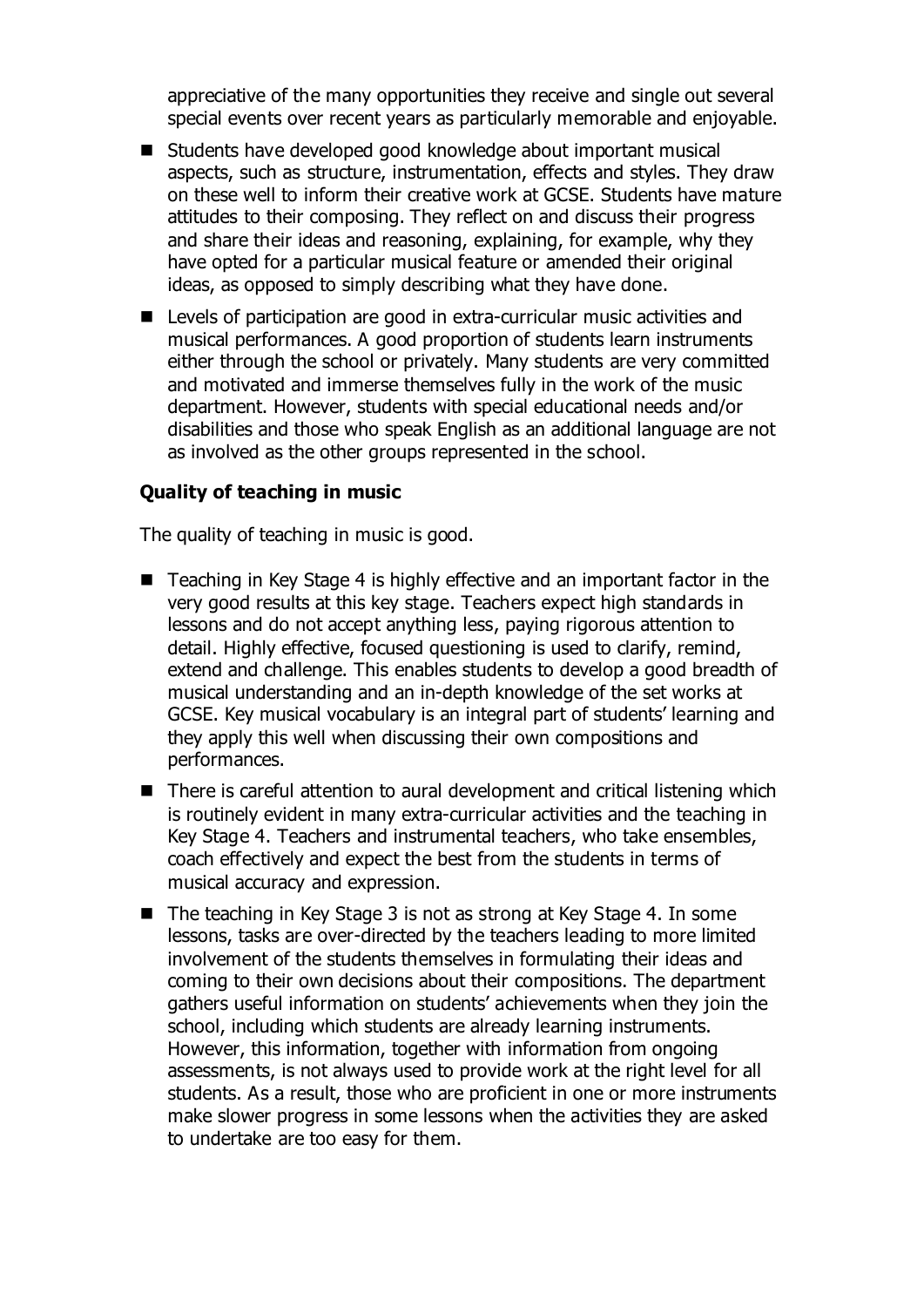appreciative of the many opportunities they receive and single out several special events over recent years as particularly memorable and enjoyable.

- Students have developed good knowledge about important musical aspects, such as structure, instrumentation, effects and styles. They draw on these well to inform their creative work at GCSE. Students have mature attitudes to their composing. They reflect on and discuss their progress and share their ideas and reasoning, explaining, for example, why they have opted for a particular musical feature or amended their original ideas, as opposed to simply describing what they have done.
- Levels of participation are good in extra-curricular music activities and musical performances. A good proportion of students learn instruments either through the school or privately. Many students are very committed and motivated and immerse themselves fully in the work of the music department. However, students with special educational needs and/or disabilities and those who speak English as an additional language are not as involved as the other groups represented in the school.

### Quality of teaching in music

The quality of teaching in music is good.

- Teaching in Key Stage 4 is highly effective and an important factor in the very good results at this key stage. Teachers expect high standards in lessons and do not accept anything less, paying rigorous attention to detail. Highly effective, focused questioning is used to clarify, remind, extend and challenge. This enables students to develop a good breadth of musical understanding and an in-depth knowledge of the set works at GCSE. Key musical vocabulary is an integral part of students' learning and they apply this well when discussing their own compositions and performances.
- There is careful attention to aural development and critical listening which is routinely evident in many extra-curricular activities and the teaching in Key Stage 4. Teachers and instrumental teachers, who take ensembles, coach effectively and expect the best from the students in terms of musical accuracy and expression.
- The teaching in Key Stage 3 is not as strong at Key Stage 4. In some lessons, tasks are over-directed by the teachers leading to more limited involvement of the students themselves in formulating their ideas and coming to their own decisions about their compositions. The department gathers useful information on students' achievements when they join the school, including which students are already learning instruments. However, this information, together with information from ongoing assessments, is not always used to provide work at the right level for all students. As a result, those who are proficient in one or more instruments make slower progress in some lessons when the activities they are asked to undertake are too easy for them.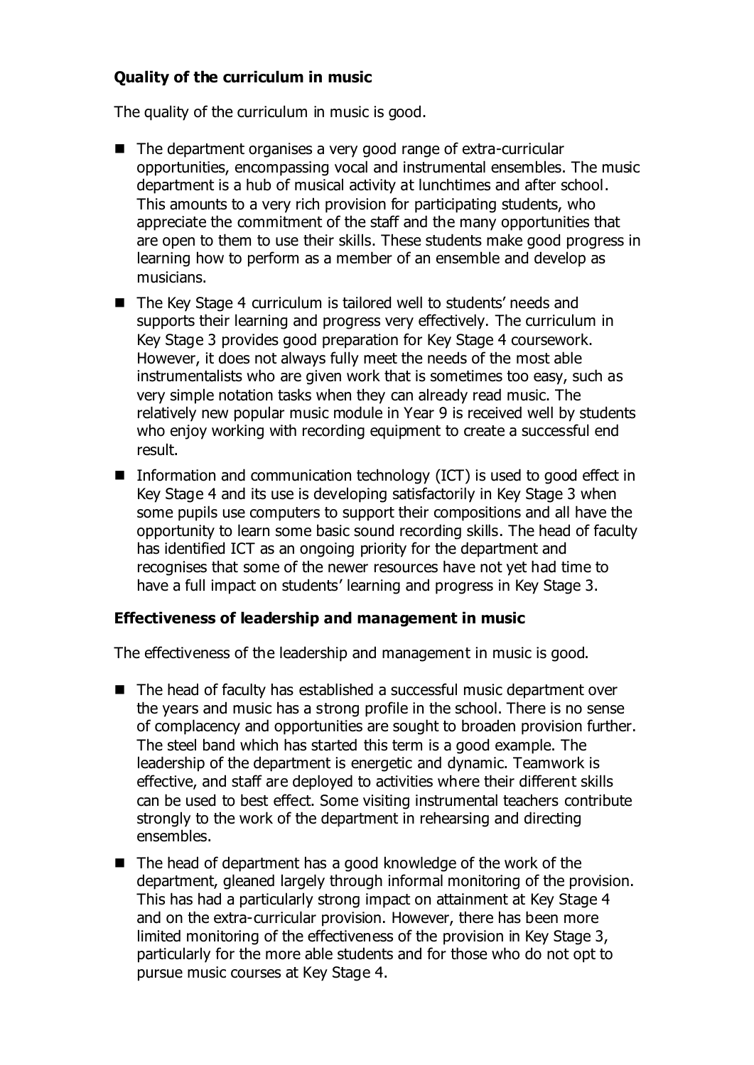**Quality of the curriculum in music**

The quality of the curriculum in music is good.

- The department organises a very good range of extra-curricular opportunities, encompassing vocal and instrumental ensembles. The music department is a hub of musical activity at lunchtimes and after school. This amounts to a very rich provision for participating students, who appreciate the commitment of the staff and the many opportunities that are open to them to use their skills. These students make good progress in learning how to perform as a member of an ensemble and develop as musicians.
- The Key Stage 4 curriculum is tailored well to students' needs and supports their learning and progress very effectively. The curriculum in Key Stage 3 provides good preparation for Key Stage 4 coursework. However, it does not always fully meet the needs of the most able instrumentalists who are given work that is sometimes too easy, such as very simple notation tasks when they can already read music. The relatively new popular music module in Year 9 is received well by students who enjoy working with recording equipment to create a successful end result.
- Information and communication technology (ICT) is used to good effect in Key Stage 4 and its use is developing satisfactorily in Key Stage 3 when some pupils use computers to support their compositions and all have the opportunity to learn some basic sound recording skills. The head of faculty has identified ICT as an ongoing priority for the department and recognises that some of the newer resources have not yet had time to have a full impact on students' learning and progress in Key Stage 3.

**Effectiveness of leadership and management in music**

The effectiveness of the leadership and management in music is good.

- The head of faculty has established a successful music department over the years and music has a strong profile in the school. There is no sense of complacency and opportunities are sought to broaden provision further. The steel band which has started this term is a good example. The leadership of the department is energetic and dynamic. Teamwork is effective, and staff are deployed to activities where their different skills can be used to best effect. Some visiting instrumental teachers contribute strongly to the work of the department in rehearsing and directing ensembles.
- The head of department has a good knowledge of the work of the department, gleaned largely through informal monitoring of the provision. This has had a particularly strong impact on attainment at Key Stage 4 and on the extra-curricular provision. However, there has been more limited monitoring of the effectiveness of the provision in Key Stage 3, particularly for the more able students and for those who do not opt to pursue music courses at Key Stage 4.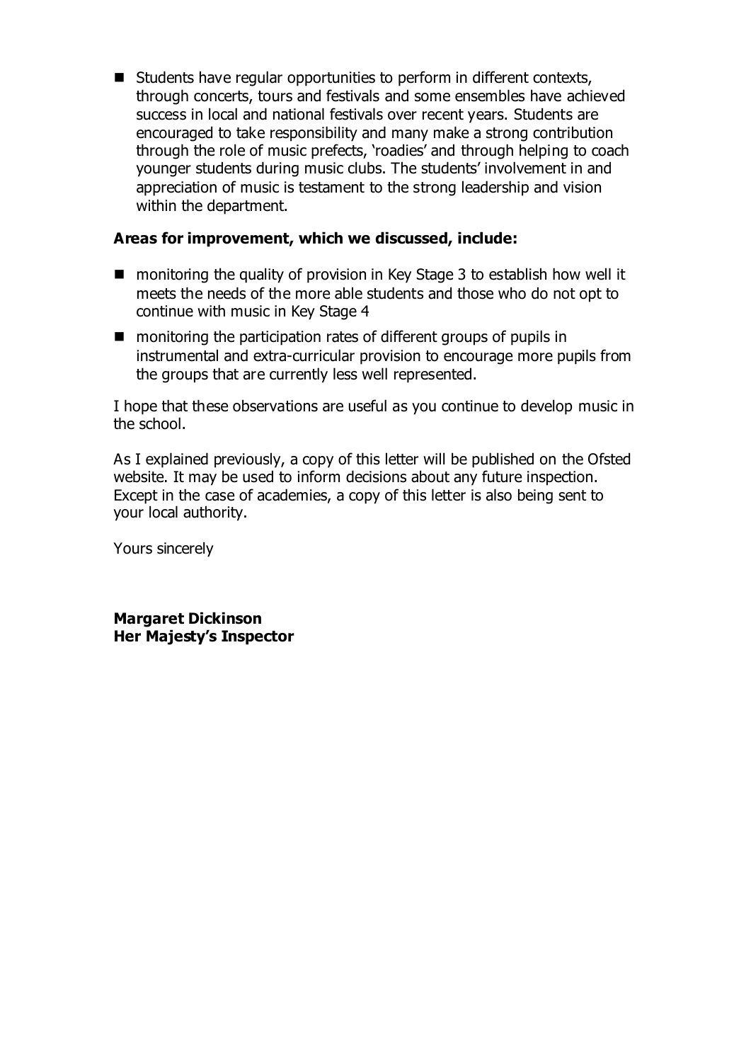- Students have regular opportunities to perform in different contexts, through concerts, tours and festivals and some ensembles have achieved success in local and national festivals over recent years. Students are encouraged to take responsibility and many make a strong contribution through the role of music prefects, 'roadies' and through helping to coach younger students during music clubs. The students' involvement in and appreciation of music is testament to the strong leadership and vision within the department.

**Areas for improvement, which we discussed, include:**

- monitoring the quality of provision in Key Stage 3 to establish how well it meets the needs of the more able students and those who do not opt to continue with music in Key Stage 4
- monitoring the participation rates of different groups of pupils in instrumental and extra-curricular provision to encourage more pupils from the groups that are currently less well represented.

I hope that these observations are useful as you continue to develop music in the school.

As I explained previously, a copy of this letter will be published on the Ofsted website. It may be used to inform decisions about any future inspection. Except in the case of academies, a copy of this letter is also being sent to your local authority.

Yours sincerely

**Margaret Dickinson**
**Her Majesty's Inspector**